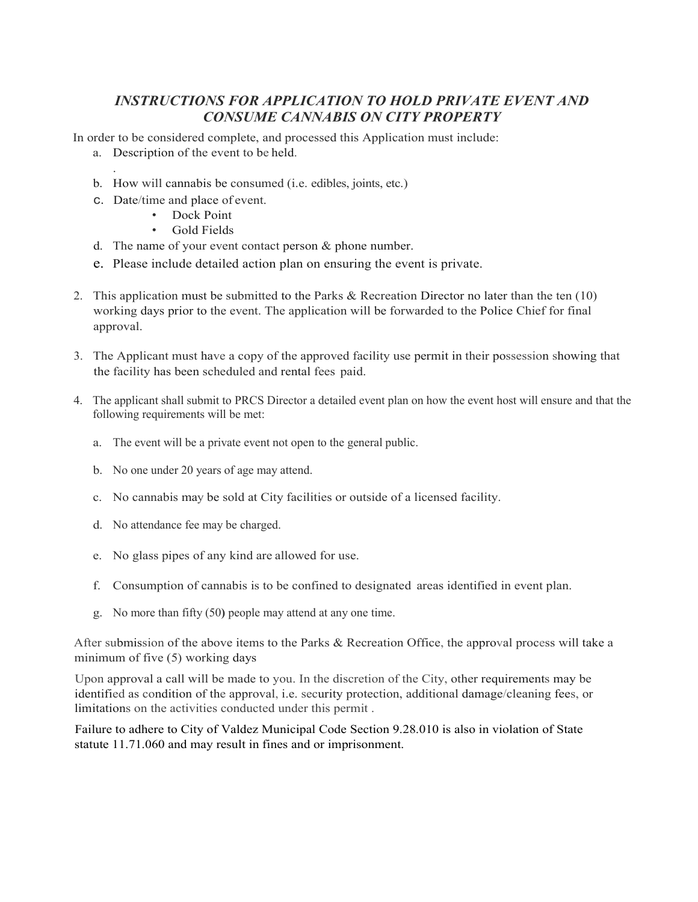# *INSTRUCTIONS FOR APPLICATION TO HOLD PRIVATE EVENT AND CONSUME CANNABIS ON CITY PROPERTY*

In order to be considered complete, and processed this Application must include:

a. Description of the event to be held.

.

b. How will cannabis be consumed (i.e. edibles, joints, etc.)

c. Date/time and place of event.
   - Dock Point
   - Gold Fields

d. The name of your event contact person & phone number.

e. Please include detailed action plan on ensuring the event is private.

2. This application must be submitted to the Parks & Recreation Director no later than the ten (10) working days prior to the event. The application will be forwarded to the Police Chief for final approval.

3. The Applicant must have a copy of the approved facility use permit in their possession showing that the facility has been scheduled and rental fees paid.

4. The applicant shall submit to PRCS Director a detailed event plan on how the event host will ensure and that the following requirements will be met:

   a. The event will be a private event not open to the general public.

   b. No one under 20 years of age may attend.

   c. No cannabis may be sold at City facilities or outside of a licensed facility.

   d. No attendance fee may be charged.

   e. No glass pipes of any kind are allowed for use.

   f. Consumption of cannabis is to be confined to designated areas identified in event plan.

   g. No more than fifty (50) people may attend at any one time.

After submission of the above items to the Parks & Recreation Office, the approval process will take a minimum of five (5) working days

Upon approval a call will be made to you. In the discretion of the City, other requirements may be identified as condition of the approval, i.e. security protection, additional damage/cleaning fees, or limitations on the activities conducted under this permit .

Failure to adhere to City of Valdez Municipal Code Section 9.28.010 is also in violation of State statute 11.71.060 and may result in fines and or imprisonment.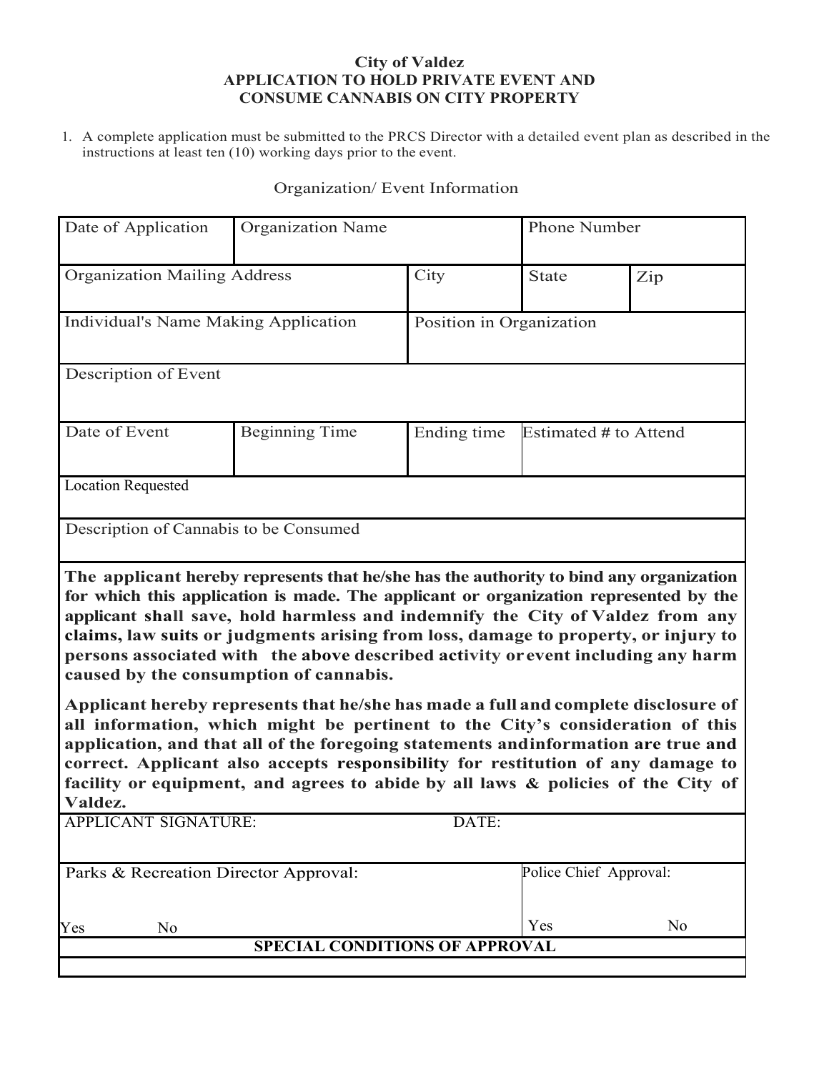**City of Valdez**
**APPLICATION TO HOLD PRIVATE EVENT AND CONSUME CANNABIS ON CITY PROPERTY**

1. A complete application must be submitted to the PRCS Director with a detailed event plan as described in the instructions at least ten (10) working days prior to the event.

Organization/ Event Information

| | | | | |
|---|---|---|---|---|
| Date of Application | Organization Name | | Phone Number | |
| Organization Mailing Address | | City | State | Zip |
| Individual's Name Making Application | | Position in Organization | | |
| Description of Event | | | | |
| Date of Event | Beginning Time | Ending time | Estimated # to Attend | |
| Location Requested | | | | |
| Description of Cannabis to be Consumed | | | | |

**The applicant hereby represents that he/she has the authority to bind any organization for which this application is made. The applicant or organization represented by the applicant shall save, hold harmless and indemnify the City of Valdez from any claims, law suits or judgments arising from loss, damage to property, or injury to persons associated with the above described activity or event including any harm caused by the consumption of cannabis.**

**Applicant hereby represents that he/she has made a full and complete disclosure of all information, which might be pertinent to the City's consideration of this application, and that all of the foregoing statements and information are true and correct. Applicant also accepts responsibility for restitution of any damage to facility or equipment, and agrees to abide by all laws & policies of the City of Valdez.**

| | |
|---|---|
| APPLICANT SIGNATURE: | DATE: |
| Parks & Recreation Director Approval: Yes No | Police Chief Approval: Yes No |

**SPECIAL CONDITIONS OF APPROVAL**